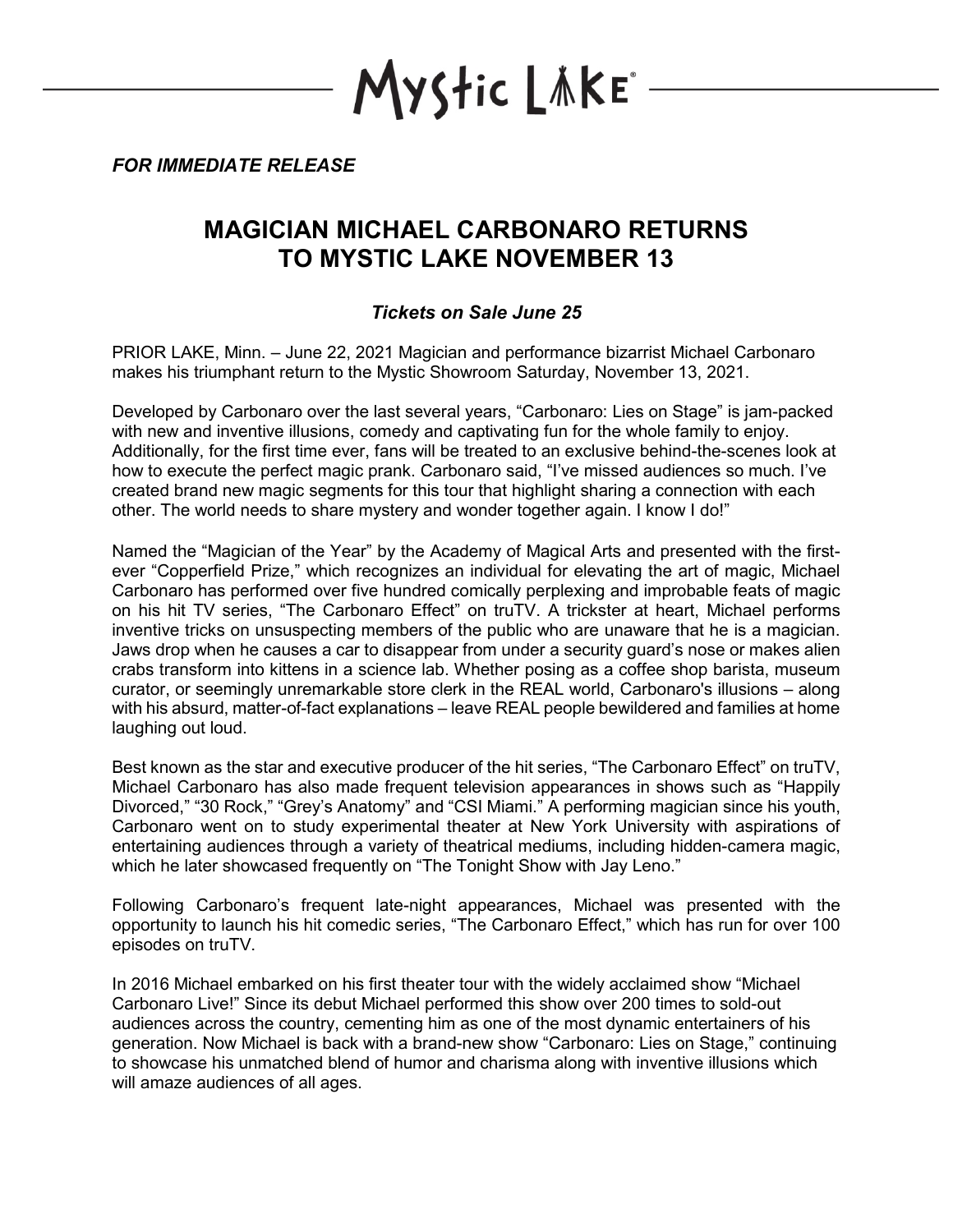Mystic Lake

*FOR IMMEDIATE RELEASE*

# MAGICIAN MICHAEL CARBONARO RETURNS TO MYSTIC LAKE NOVEMBER 13

### *Tickets on Sale June 25*

PRIOR LAKE, Minn. – June 22, 2021 Magician and performance bizarrist Michael Carbonaro makes his triumphant return to the Mystic Showroom Saturday, November 13, 2021.

Developed by Carbonaro over the last several years, "Carbonaro: Lies on Stage" is jam-packed with new and inventive illusions, comedy and captivating fun for the whole family to enjoy. Additionally, for the first time ever, fans will be treated to an exclusive behind-the-scenes look at how to execute the perfect magic prank. Carbonaro said, "I've missed audiences so much. I've created brand new magic segments for this tour that highlight sharing a connection with each other. The world needs to share mystery and wonder together again. I know I do!"

Named the "Magician of the Year" by the Academy of Magical Arts and presented with the first-ever "Copperfield Prize," which recognizes an individual for elevating the art of magic, Michael Carbonaro has performed over five hundred comically perplexing and improbable feats of magic on his hit TV series, "The Carbonaro Effect" on truTV. A trickster at heart, Michael performs inventive tricks on unsuspecting members of the public who are unaware that he is a magician. Jaws drop when he causes a car to disappear from under a security guard's nose or makes alien crabs transform into kittens in a science lab. Whether posing as a coffee shop barista, museum curator, or seemingly unremarkable store clerk in the REAL world, Carbonaro's illusions – along with his absurd, matter-of-fact explanations – leave REAL people bewildered and families at home laughing out loud.

Best known as the star and executive producer of the hit series, "The Carbonaro Effect" on truTV, Michael Carbonaro has also made frequent television appearances in shows such as "Happily Divorced," "30 Rock," "Grey's Anatomy" and "CSI Miami." A performing magician since his youth, Carbonaro went on to study experimental theater at New York University with aspirations of entertaining audiences through a variety of theatrical mediums, including hidden-camera magic, which he later showcased frequently on "The Tonight Show with Jay Leno."

Following Carbonaro's frequent late-night appearances, Michael was presented with the opportunity to launch his hit comedic series, "The Carbonaro Effect," which has run for over 100 episodes on truTV.

In 2016 Michael embarked on his first theater tour with the widely acclaimed show "Michael Carbonaro Live!" Since its debut Michael performed this show over 200 times to sold-out audiences across the country, cementing him as one of the most dynamic entertainers of his generation. Now Michael is back with a brand-new show "Carbonaro: Lies on Stage," continuing to showcase his unmatched blend of humor and charisma along with inventive illusions which will amaze audiences of all ages.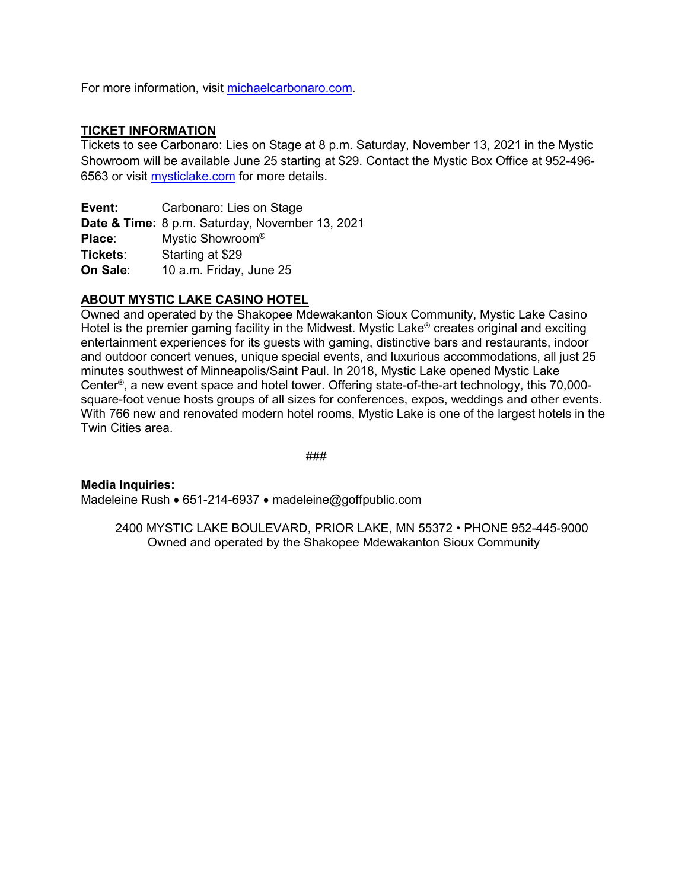For more information, visit [michaelcarbonaro.com](michaelcarbonaro.com).

## TICKET INFORMATION

Tickets to see Carbonaro: Lies on Stage at 8 p.m. Saturday, November 13, 2021 in the Mystic Showroom will be available June 25 starting at $29. Contact the Mystic Box Office at 952-496-6563 or visit [mysticlake.com](mysticlake.com) for more details.

**Event:** Carbonaro: Lies on Stage
**Date & Time:** 8 p.m. Saturday, November 13, 2021
**Place**: Mystic Showroom®
**Tickets**: Starting at $29
**On Sale**: 10 a.m. Friday, June 25

## ABOUT MYSTIC LAKE CASINO HOTEL

Owned and operated by the Shakopee Mdewakanton Sioux Community, Mystic Lake Casino Hotel is the premier gaming facility in the Midwest. Mystic Lake® creates original and exciting entertainment experiences for its guests with gaming, distinctive bars and restaurants, indoor and outdoor concert venues, unique special events, and luxurious accommodations, all just 25 minutes southwest of Minneapolis/Saint Paul. In 2018, Mystic Lake opened Mystic Lake Center®, a new event space and hotel tower. Offering state-of-the-art technology, this 70,000-square-foot venue hosts groups of all sizes for conferences, expos, weddings and other events. With 766 new and renovated modern hotel rooms, Mystic Lake is one of the largest hotels in the Twin Cities area.

###

**Media Inquiries:**
Madeleine Rush • 651-214-6937 • madeleine@goffpublic.com

2400 MYSTIC LAKE BOULEVARD, PRIOR LAKE, MN 55372 • PHONE 952-445-9000
Owned and operated by the Shakopee Mdewakanton Sioux Community